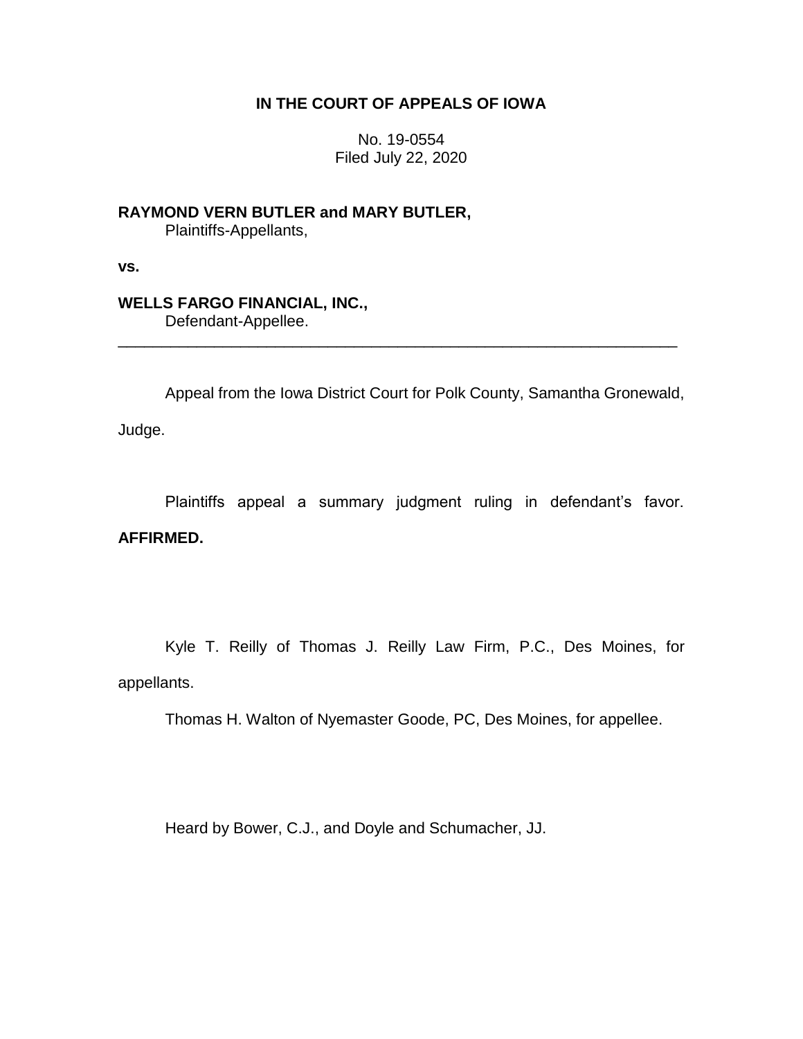**IN THE COURT OF APPEALS OF IOWA**

No. 19-0554
Filed July 22, 2020

**RAYMOND VERN BUTLER and MARY BUTLER,**
Plaintiffs-Appellants,

**vs.**

**WELLS FARGO FINANCIAL, INC.,**
Defendant-Appellee.

---

Appeal from the Iowa District Court for Polk County, Samantha Gronewald, Judge.

Plaintiffs appeal a summary judgment ruling in defendant's favor. **AFFIRMED.**

Kyle T. Reilly of Thomas J. Reilly Law Firm, P.C., Des Moines, for appellants.

Thomas H. Walton of Nyemaster Goode, PC, Des Moines, for appellee.

Heard by Bower, C.J., and Doyle and Schumacher, JJ.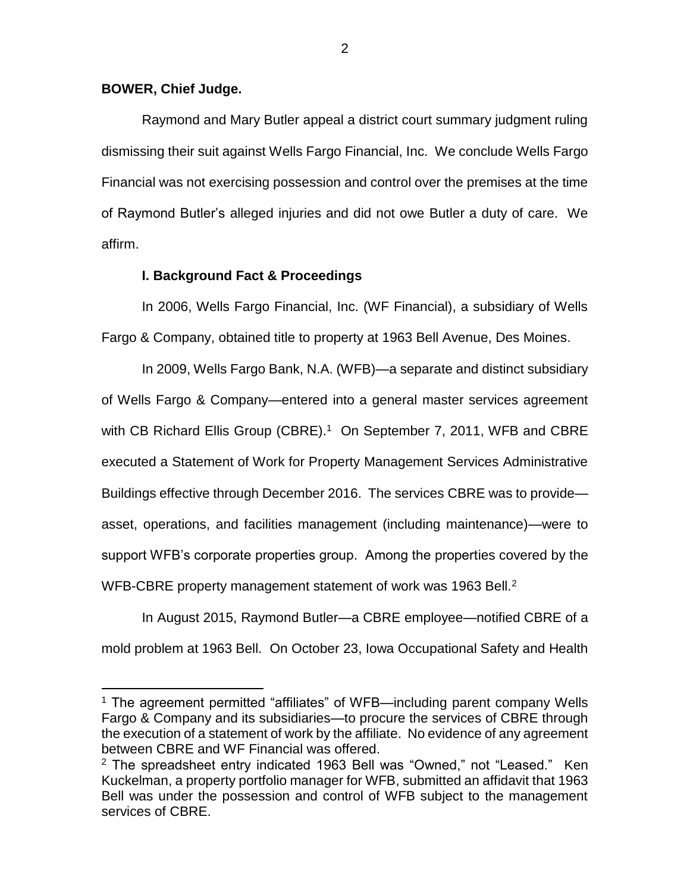**BOWER, Chief Judge.**

Raymond and Mary Butler appeal a district court summary judgment ruling dismissing their suit against Wells Fargo Financial, Inc. We conclude Wells Fargo Financial was not exercising possession and control over the premises at the time of Raymond Butler's alleged injuries and did not owe Butler a duty of care. We affirm.

**I. Background Fact & Proceedings**

In 2006, Wells Fargo Financial, Inc. (WF Financial), a subsidiary of Wells Fargo & Company, obtained title to property at 1963 Bell Avenue, Des Moines.

In 2009, Wells Fargo Bank, N.A. (WFB)—a separate and distinct subsidiary of Wells Fargo & Company—entered into a general master services agreement with CB Richard Ellis Group (CBRE).[1] On September 7, 2011, WFB and CBRE executed a Statement of Work for Property Management Services Administrative Buildings effective through December 2016. The services CBRE was to provide—asset, operations, and facilities management (including maintenance)—were to support WFB's corporate properties group. Among the properties covered by the WFB-CBRE property management statement of work was 1963 Bell.[2]

In August 2015, Raymond Butler—a CBRE employee—notified CBRE of a mold problem at 1963 Bell. On October 23, Iowa Occupational Safety and Health

[1] The agreement permitted "affiliates" of WFB—including parent company Wells Fargo & Company and its subsidiaries—to procure the services of CBRE through the execution of a statement of work by the affiliate. No evidence of any agreement between CBRE and WF Financial was offered.

[2] The spreadsheet entry indicated 1963 Bell was "Owned," not "Leased." Ken Kuckelman, a property portfolio manager for WFB, submitted an affidavit that 1963 Bell was under the possession and control of WFB subject to the management services of CBRE.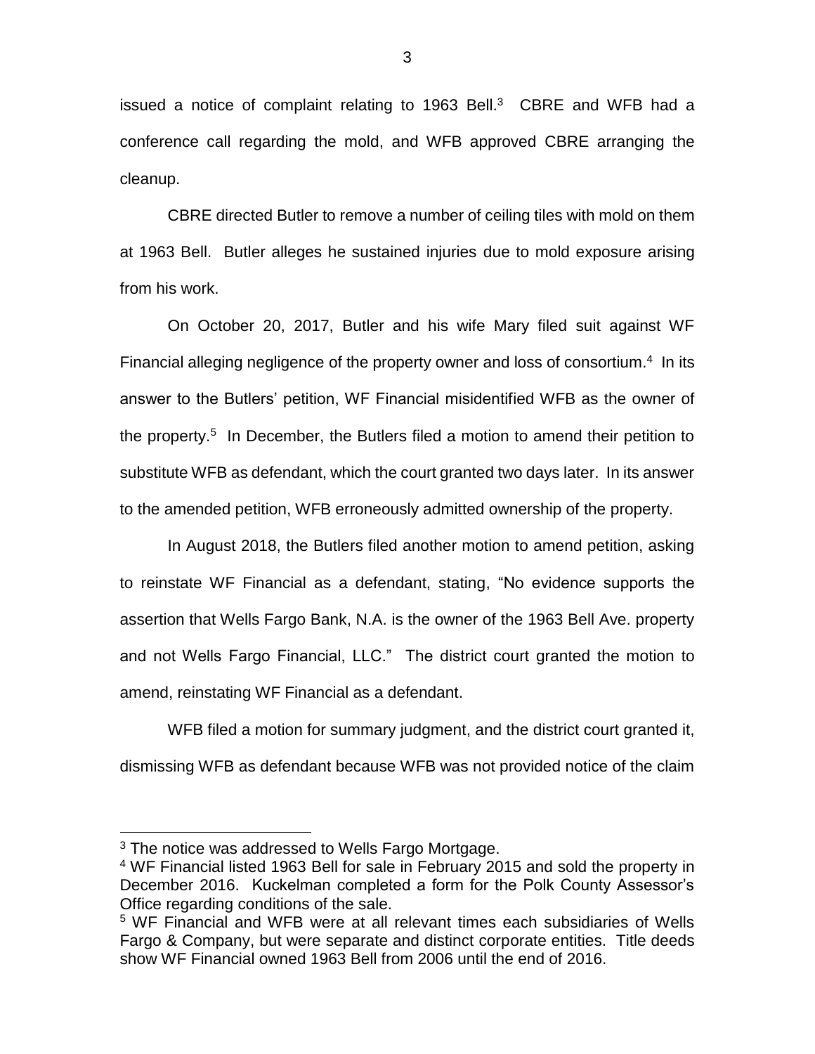issued a notice of complaint relating to 1963 Bell.[3] CBRE and WFB had a conference call regarding the mold, and WFB approved CBRE arranging the cleanup.

CBRE directed Butler to remove a number of ceiling tiles with mold on them at 1963 Bell. Butler alleges he sustained injuries due to mold exposure arising from his work.

On October 20, 2017, Butler and his wife Mary filed suit against WF Financial alleging negligence of the property owner and loss of consortium.[4] In its answer to the Butlers' petition, WF Financial misidentified WFB as the owner of the property.[5] In December, the Butlers filed a motion to amend their petition to substitute WFB as defendant, which the court granted two days later. In its answer to the amended petition, WFB erroneously admitted ownership of the property.

In August 2018, the Butlers filed another motion to amend petition, asking to reinstate WF Financial as a defendant, stating, "No evidence supports the assertion that Wells Fargo Bank, N.A. is the owner of the 1963 Bell Ave. property and not Wells Fargo Financial, LLC." The district court granted the motion to amend, reinstating WF Financial as a defendant.

WFB filed a motion for summary judgment, and the district court granted it, dismissing WFB as defendant because WFB was not provided notice of the claim

[3] The notice was addressed to Wells Fargo Mortgage.

[4] WF Financial listed 1963 Bell for sale in February 2015 and sold the property in December 2016. Kuckelman completed a form for the Polk County Assessor's Office regarding conditions of the sale.

[5] WF Financial and WFB were at all relevant times each subsidiaries of Wells Fargo & Company, but were separate and distinct corporate entities. Title deeds show WF Financial owned 1963 Bell from 2006 until the end of 2016.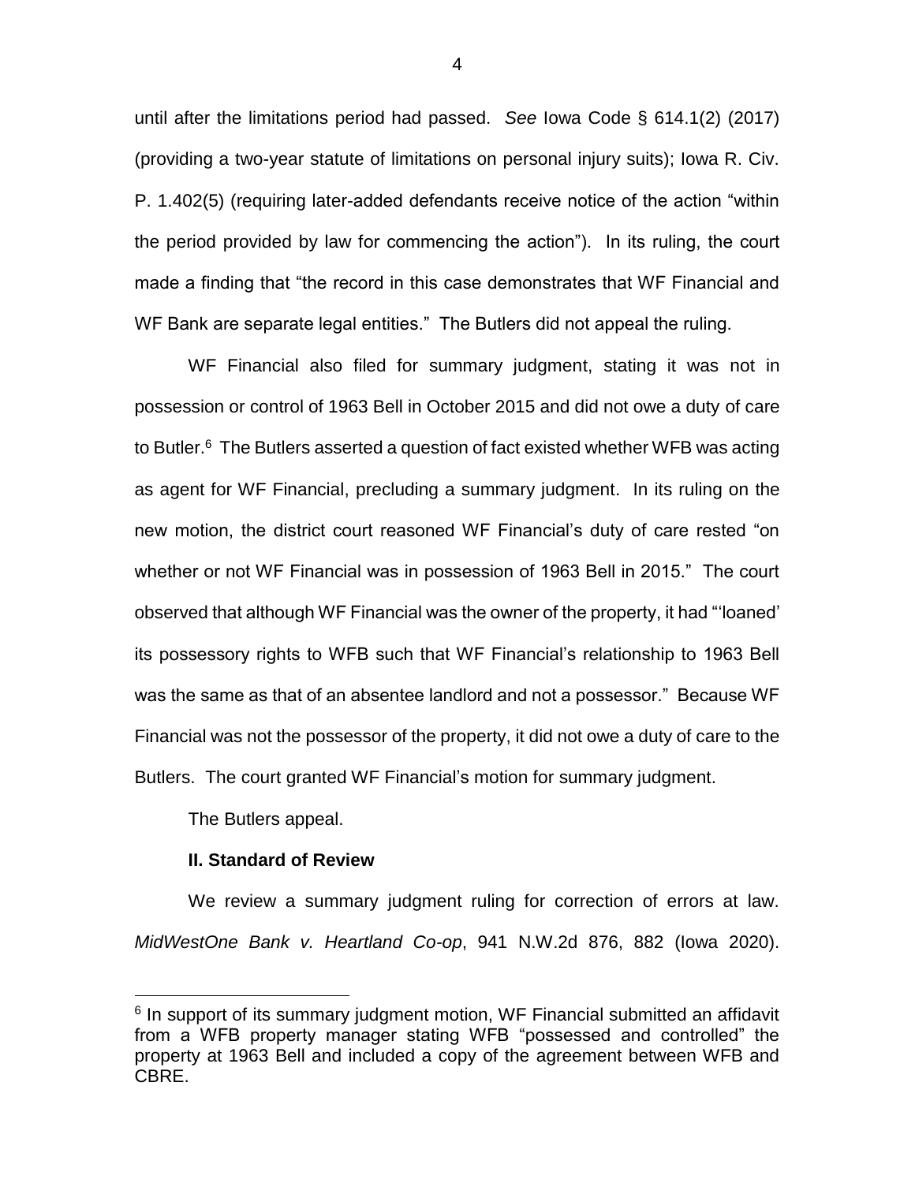until after the limitations period had passed. *See* Iowa Code § 614.1(2) (2017) (providing a two-year statute of limitations on personal injury suits); Iowa R. Civ. P. 1.402(5) (requiring later-added defendants receive notice of the action "within the period provided by law for commencing the action"). In its ruling, the court made a finding that "the record in this case demonstrates that WF Financial and WF Bank are separate legal entities." The Butlers did not appeal the ruling.

WF Financial also filed for summary judgment, stating it was not in possession or control of 1963 Bell in October 2015 and did not owe a duty of care to Butler.[6] The Butlers asserted a question of fact existed whether WFB was acting as agent for WF Financial, precluding a summary judgment. In its ruling on the new motion, the district court reasoned WF Financial's duty of care rested "on whether or not WF Financial was in possession of 1963 Bell in 2015." The court observed that although WF Financial was the owner of the property, it had "'loaned' its possessory rights to WFB such that WF Financial's relationship to 1963 Bell was the same as that of an absentee landlord and not a possessor." Because WF Financial was not the possessor of the property, it did not owe a duty of care to the Butlers. The court granted WF Financial's motion for summary judgment.

The Butlers appeal.

## II. Standard of Review

We review a summary judgment ruling for correction of errors at law. *MidWestOne Bank v. Heartland Co-op*, 941 N.W.2d 876, 882 (Iowa 2020).

---

[6] In support of its summary judgment motion, WF Financial submitted an affidavit from a WFB property manager stating WFB "possessed and controlled" the property at 1963 Bell and included a copy of the agreement between WFB and CBRE.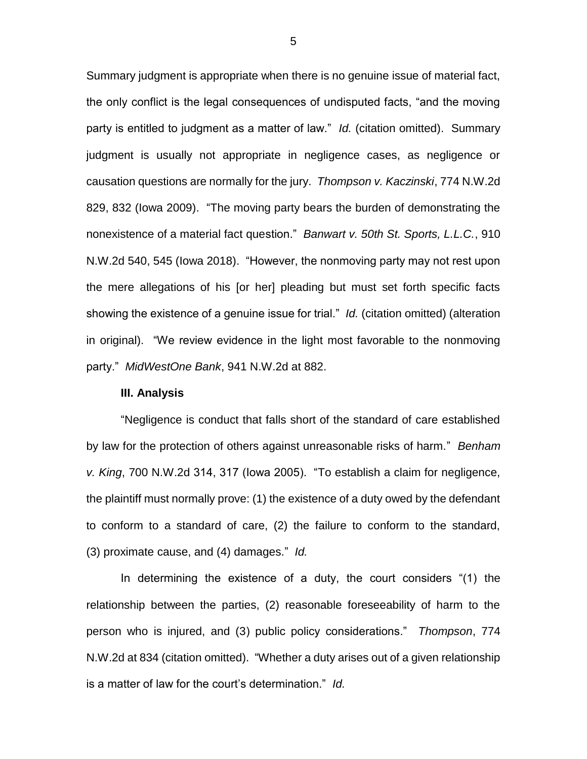Summary judgment is appropriate when there is no genuine issue of material fact, the only conflict is the legal consequences of undisputed facts, "and the moving party is entitled to judgment as a matter of law." *Id.* (citation omitted). Summary judgment is usually not appropriate in negligence cases, as negligence or causation questions are normally for the jury. *Thompson v. Kaczinski*, 774 N.W.2d 829, 832 (Iowa 2009). "The moving party bears the burden of demonstrating the nonexistence of a material fact question." *Banwart v. 50th St. Sports, L.L.C.*, 910 N.W.2d 540, 545 (Iowa 2018). "However, the nonmoving party may not rest upon the mere allegations of his [or her] pleading but must set forth specific facts showing the existence of a genuine issue for trial." *Id.* (citation omitted) (alteration in original). "We review evidence in the light most favorable to the nonmoving party." *MidWestOne Bank*, 941 N.W.2d at 882.

### III. Analysis

"Negligence is conduct that falls short of the standard of care established by law for the protection of others against unreasonable risks of harm." *Benham v. King*, 700 N.W.2d 314, 317 (Iowa 2005). "To establish a claim for negligence, the plaintiff must normally prove: (1) the existence of a duty owed by the defendant to conform to a standard of care, (2) the failure to conform to the standard, (3) proximate cause, and (4) damages." *Id.*

In determining the existence of a duty, the court considers "(1) the relationship between the parties, (2) reasonable foreseeability of harm to the person who is injured, and (3) public policy considerations." *Thompson*, 774 N.W.2d at 834 (citation omitted). "Whether a duty arises out of a given relationship is a matter of law for the court's determination." *Id.*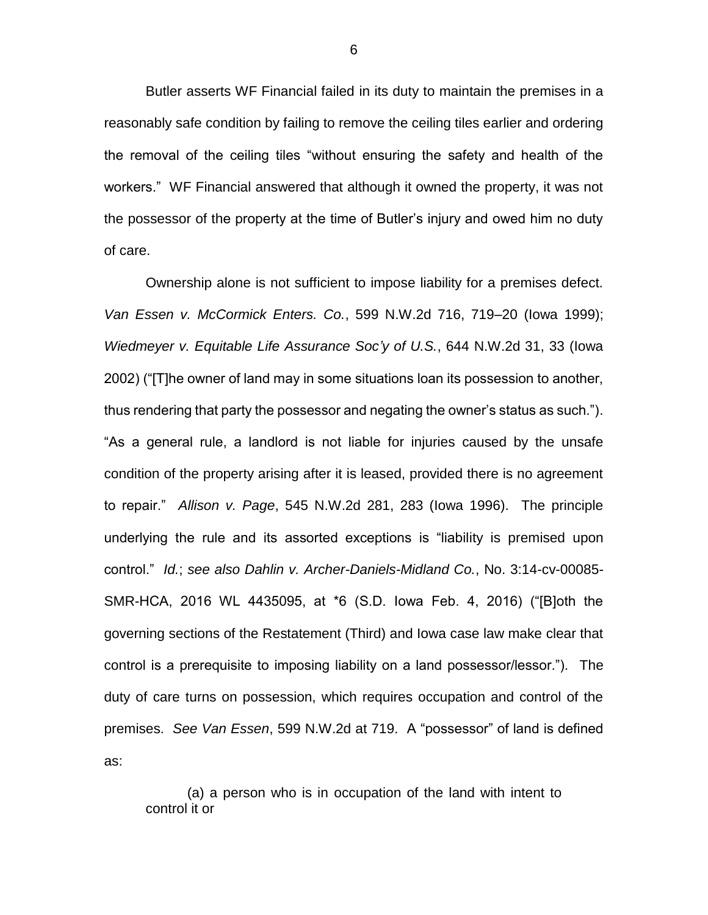Butler asserts WF Financial failed in its duty to maintain the premises in a reasonably safe condition by failing to remove the ceiling tiles earlier and ordering the removal of the ceiling tiles "without ensuring the safety and health of the workers." WF Financial answered that although it owned the property, it was not the possessor of the property at the time of Butler's injury and owed him no duty of care.

Ownership alone is not sufficient to impose liability for a premises defect. *Van Essen v. McCormick Enters. Co.*, 599 N.W.2d 716, 719–20 (Iowa 1999); *Wiedmeyer v. Equitable Life Assurance Soc'y of U.S.*, 644 N.W.2d 31, 33 (Iowa 2002) ("[T]he owner of land may in some situations loan its possession to another, thus rendering that party the possessor and negating the owner's status as such."). "As a general rule, a landlord is not liable for injuries caused by the unsafe condition of the property arising after it is leased, provided there is no agreement to repair." *Allison v. Page*, 545 N.W.2d 281, 283 (Iowa 1996). The principle underlying the rule and its assorted exceptions is "liability is premised upon control." *Id.*; *see also Dahlin v. Archer-Daniels-Midland Co.*, No. 3:14-cv-00085-SMR-HCA, 2016 WL 4435095, at *6 (S.D. Iowa Feb. 4, 2016) ("[B]oth the governing sections of the Restatement (Third) and Iowa case law make clear that control is a prerequisite to imposing liability on a land possessor/lessor."). The duty of care turns on possession, which requires occupation and control of the premises. *See Van Essen*, 599 N.W.2d at 719. A "possessor" of land is defined as:

> (a) a person who is in occupation of the land with intent to control it or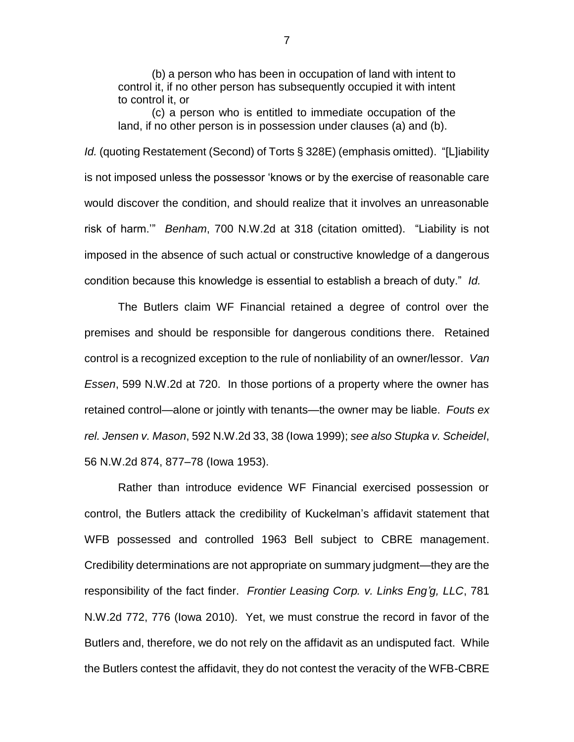(b) a person who has been in occupation of land with intent to control it, if no other person has subsequently occupied it with intent to control it, or

(c) a person who is entitled to immediate occupation of the land, if no other person is in possession under clauses (a) and (b).

*Id.* (quoting Restatement (Second) of Torts § 328E) (emphasis omitted). "[L]iability is not imposed unless the possessor 'knows or by the exercise of reasonable care would discover the condition, and should realize that it involves an unreasonable risk of harm.'" *Benham*, 700 N.W.2d at 318 (citation omitted). "Liability is not imposed in the absence of such actual or constructive knowledge of a dangerous condition because this knowledge is essential to establish a breach of duty." *Id.*

The Butlers claim WF Financial retained a degree of control over the premises and should be responsible for dangerous conditions there. Retained control is a recognized exception to the rule of nonliability of an owner/lessor. *Van Essen*, 599 N.W.2d at 720. In those portions of a property where the owner has retained control—alone or jointly with tenants—the owner may be liable. *Fouts ex rel. Jensen v. Mason*, 592 N.W.2d 33, 38 (Iowa 1999); *see also Stupka v. Scheidel*, 56 N.W.2d 874, 877–78 (Iowa 1953).

Rather than introduce evidence WF Financial exercised possession or control, the Butlers attack the credibility of Kuckelman's affidavit statement that WFB possessed and controlled 1963 Bell subject to CBRE management. Credibility determinations are not appropriate on summary judgment—they are the responsibility of the fact finder. *Frontier Leasing Corp. v. Links Eng'g, LLC*, 781 N.W.2d 772, 776 (Iowa 2010). Yet, we must construe the record in favor of the Butlers and, therefore, we do not rely on the affidavit as an undisputed fact. While the Butlers contest the affidavit, they do not contest the veracity of the WFB-CBRE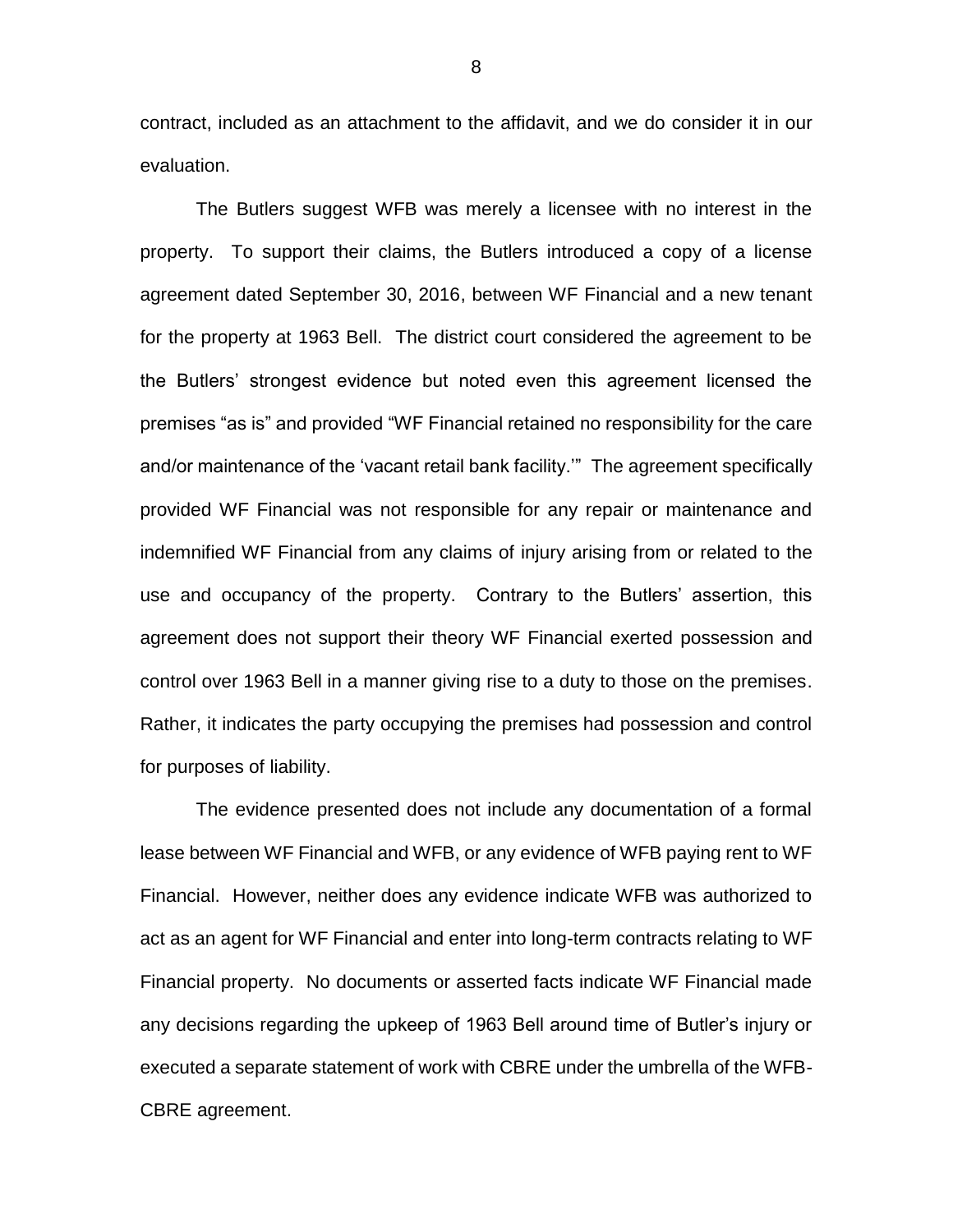contract, included as an attachment to the affidavit, and we do consider it in our evaluation.

The Butlers suggest WFB was merely a licensee with no interest in the property. To support their claims, the Butlers introduced a copy of a license agreement dated September 30, 2016, between WF Financial and a new tenant for the property at 1963 Bell. The district court considered the agreement to be the Butlers' strongest evidence but noted even this agreement licensed the premises "as is" and provided "WF Financial retained no responsibility for the care and/or maintenance of the 'vacant retail bank facility.'" The agreement specifically provided WF Financial was not responsible for any repair or maintenance and indemnified WF Financial from any claims of injury arising from or related to the use and occupancy of the property. Contrary to the Butlers' assertion, this agreement does not support their theory WF Financial exerted possession and control over 1963 Bell in a manner giving rise to a duty to those on the premises. Rather, it indicates the party occupying the premises had possession and control for purposes of liability.

The evidence presented does not include any documentation of a formal lease between WF Financial and WFB, or any evidence of WFB paying rent to WF Financial. However, neither does any evidence indicate WFB was authorized to act as an agent for WF Financial and enter into long-term contracts relating to WF Financial property. No documents or asserted facts indicate WF Financial made any decisions regarding the upkeep of 1963 Bell around time of Butler's injury or executed a separate statement of work with CBRE under the umbrella of the WFB-CBRE agreement.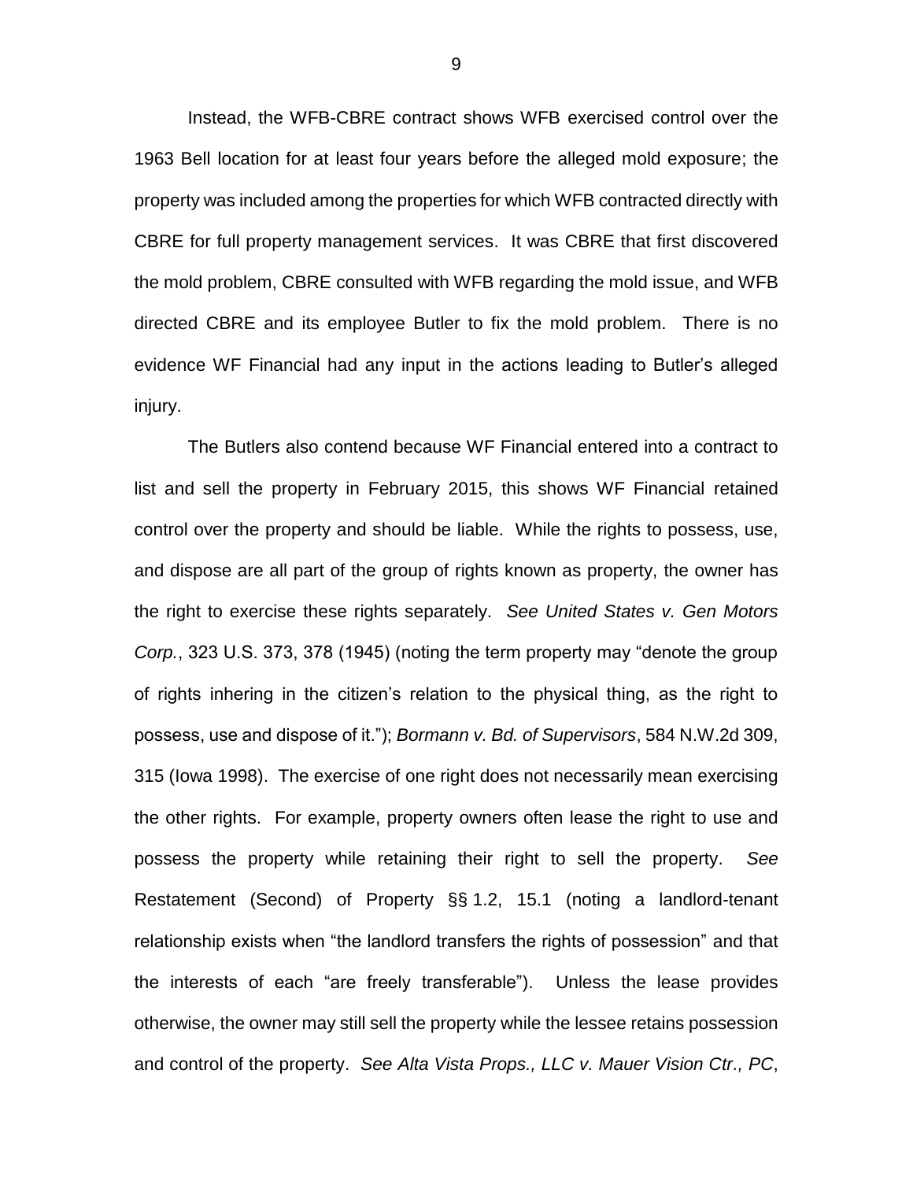Instead, the WFB-CBRE contract shows WFB exercised control over the 1963 Bell location for at least four years before the alleged mold exposure; the property was included among the properties for which WFB contracted directly with CBRE for full property management services. It was CBRE that first discovered the mold problem, CBRE consulted with WFB regarding the mold issue, and WFB directed CBRE and its employee Butler to fix the mold problem. There is no evidence WF Financial had any input in the actions leading to Butler's alleged injury.

The Butlers also contend because WF Financial entered into a contract to list and sell the property in February 2015, this shows WF Financial retained control over the property and should be liable. While the rights to possess, use, and dispose are all part of the group of rights known as property, the owner has the right to exercise these rights separately. *See United States v. Gen Motors Corp.*, 323 U.S. 373, 378 (1945) (noting the term property may "denote the group of rights inhering in the citizen's relation to the physical thing, as the right to possess, use and dispose of it."); *Bormann v. Bd. of Supervisors*, 584 N.W.2d 309, 315 (Iowa 1998). The exercise of one right does not necessarily mean exercising the other rights. For example, property owners often lease the right to use and possess the property while retaining their right to sell the property. *See* Restatement (Second) of Property §§ 1.2, 15.1 (noting a landlord-tenant relationship exists when "the landlord transfers the rights of possession" and that the interests of each "are freely transferable"). Unless the lease provides otherwise, the owner may still sell the property while the lessee retains possession and control of the property. *See Alta Vista Props., LLC v. Mauer Vision Ctr., PC*,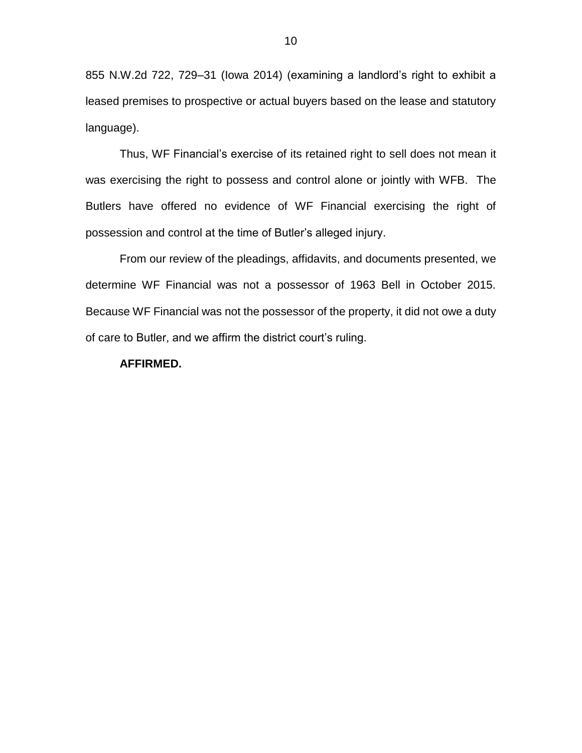855 N.W.2d 722, 729–31 (Iowa 2014) (examining a landlord's right to exhibit a leased premises to prospective or actual buyers based on the lease and statutory language).

Thus, WF Financial's exercise of its retained right to sell does not mean it was exercising the right to possess and control alone or jointly with WFB. The Butlers have offered no evidence of WF Financial exercising the right of possession and control at the time of Butler's alleged injury.

From our review of the pleadings, affidavits, and documents presented, we determine WF Financial was not a possessor of 1963 Bell in October 2015. Because WF Financial was not the possessor of the property, it did not owe a duty of care to Butler, and we affirm the district court's ruling.

**AFFIRMED.**